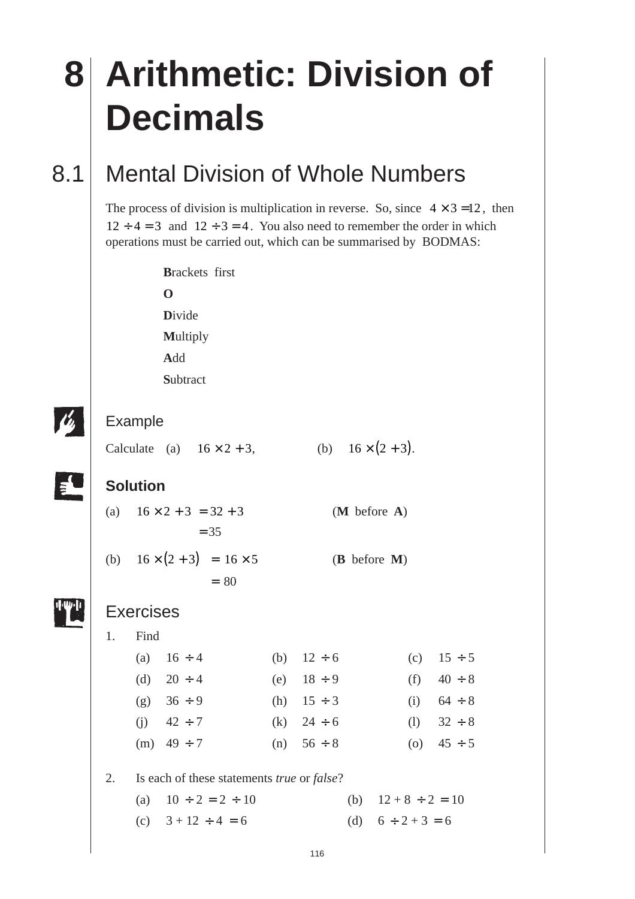# 8 Arithmetic: Division of Decimals

## 8.1 Mental Division of Whole Numbers

The process of division is multiplication in reverse. So, since $4 \times 3 = 12$, then $12 \div 4 = 3$ and $12 \div 3 = 4$. You also need to remember the order in which operations must be carried out, which can be summarised by BODMAS:

**B**rackets first
**O**
**D**ivide
**M**ultiply
**A**dd
**S**ubtract

### Example

Calculate (a) $16 \times 2 + 3$, (b) $16 \times (2 + 3)$.

### Solution

(a) $16 \times 2 + 3 = 32 + 3$ (**M** before **A**)
$= 35$

(b) $16 \times (2 + 3) = 16 \times 5$ (**B** before **M**)
$= 80$

### Exercises

1. Find

| | | |
|---|---|---|
| (a) $16 \div 4$ | (b) $12 \div 6$ | (c) $15 \div 5$ |
| (d) $20 \div 4$ | (e) $18 \div 9$ | (f) $40 \div 8$ |
| (g) $36 \div 9$ | (h) $15 \div 3$ | (i) $64 \div 8$ |
| (j) $42 \div 7$ | (k) $24 \div 6$ | (l) $32 \div 8$ |
| (m) $49 \div 7$ | (n) $56 \div 8$ | (o) $45 \div 5$ |

2. Is each of these statements *true* or *false*?

(a) $10 \div 2 = 2 \div 10$ (b) $12 + 8 \div 2 = 10$

(c) $3 + 12 \div 4 = 6$ (d) $6 \div 2 + 3 = 6$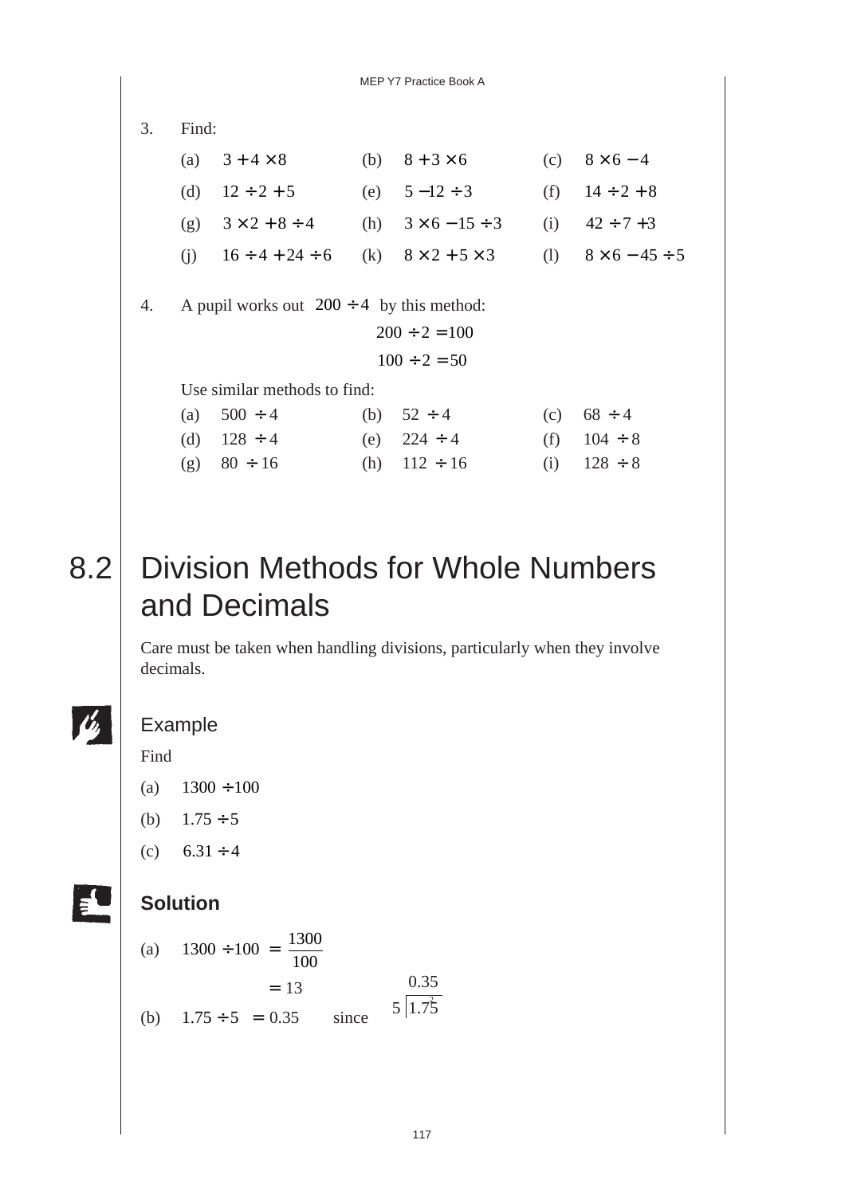3. Find:

(a) $3 + 4 \times 8$ (b) $8 + 3 \times 6$ (c) $8 \times 6 - 4$

(d) $12 \div 2 + 5$ (e) $5 - 12 \div 3$ (f) $14 \div 2 + 8$

(g) $3 \times 2 + 8 \div 4$ (h) $3 \times 6 - 15 \div 3$ (i) $42 \div 7 + 3$

(j) $16 \div 4 + 24 \div 6$ (k) $8 \times 2 + 5 \times 3$ (l) $8 \times 6 - 45 \div 5$

4. A pupil works out $200 \div 4$ by this method:

$$200 \div 2 = 100$$
$$100 \div 2 = 50$$

Use similar methods to find:

(a) $500 \div 4$ (b) $52 \div 4$ (c) $68 \div 4$

(d) $128 \div 4$ (e) $224 \div 4$ (f) $104 \div 8$

(g) $80 \div 16$ (h) $112 \div 16$ (i) $128 \div 8$

# 8.2 Division Methods for Whole Numbers and Decimals

Care must be taken when handling divisions, particularly when they involve decimals.

## Example

Find

(a) $1300 \div 100$

(b) $1.75 \div 5$

(c) $6.31 \div 4$

## **Solution**

(a) $1300 \div 100 = \dfrac{1300}{100}$

$= 13$

(b) $1.75 \div 5 = 0.35$ since

$$\begin{array}{r} 0.35 \\ 5 \overline{\big)\, 1.7^{2}5} \end{array}$$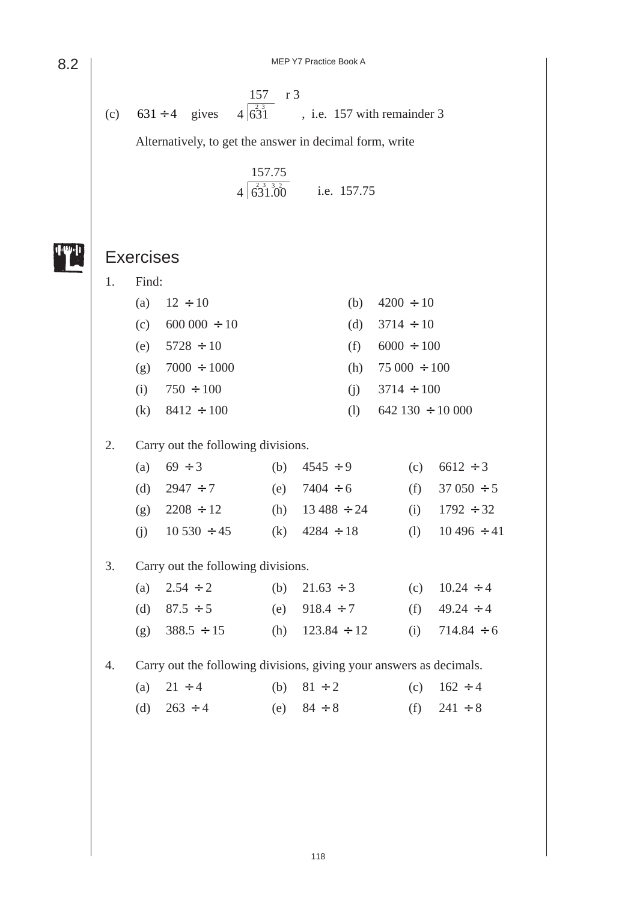(c) $631 \div 4$ gives

$$4\overline{\big)\,6^{2}3^{3}1}\quad = 157 \text{ r } 3$$

, i.e. 157 with remainder 3

Alternatively, to get the answer in decimal form, write

$$4\overline{\big)\,6^{2}3^{3}1.^{3}0^{2}0}\quad = 157.75$$

i.e. 157.75

## Exercises

1. Find:

   (a) $12 \div 10$ (b) $4200 \div 10$

   (c) $600\,000 \div 10$ (d) $3714 \div 10$

   (e) $5728 \div 10$ (f) $6000 \div 100$

   (g) $7000 \div 1000$ (h) $75\,000 \div 100$

   (i) $750 \div 100$ (j) $3714 \div 100$

   (k) $8412 \div 100$ (l) $642\,130 \div 10\,000$

2. Carry out the following divisions.

   (a) $69 \div 3$ (b) $4545 \div 9$ (c) $6612 \div 3$

   (d) $2947 \div 7$ (e) $7404 \div 6$ (f) $37\,050 \div 5$

   (g) $2208 \div 12$ (h) $13\,488 \div 24$ (i) $1792 \div 32$

   (j) $10\,530 \div 45$ (k) $4284 \div 18$ (l) $10\,496 \div 41$

3. Carry out the following divisions.

   (a) $2.54 \div 2$ (b) $21.63 \div 3$ (c) $10.24 \div 4$

   (d) $87.5 \div 5$ (e) $918.4 \div 7$ (f) $49.24 \div 4$

   (g) $388.5 \div 15$ (h) $123.84 \div 12$ (i) $714.84 \div 6$

4. Carry out the following divisions, giving your answers as decimals.

   (a) $21 \div 4$ (b) $81 \div 2$ (c) $162 \div 4$

   (d) $263 \div 4$ (e) $84 \div 8$ (f) $241 \div 8$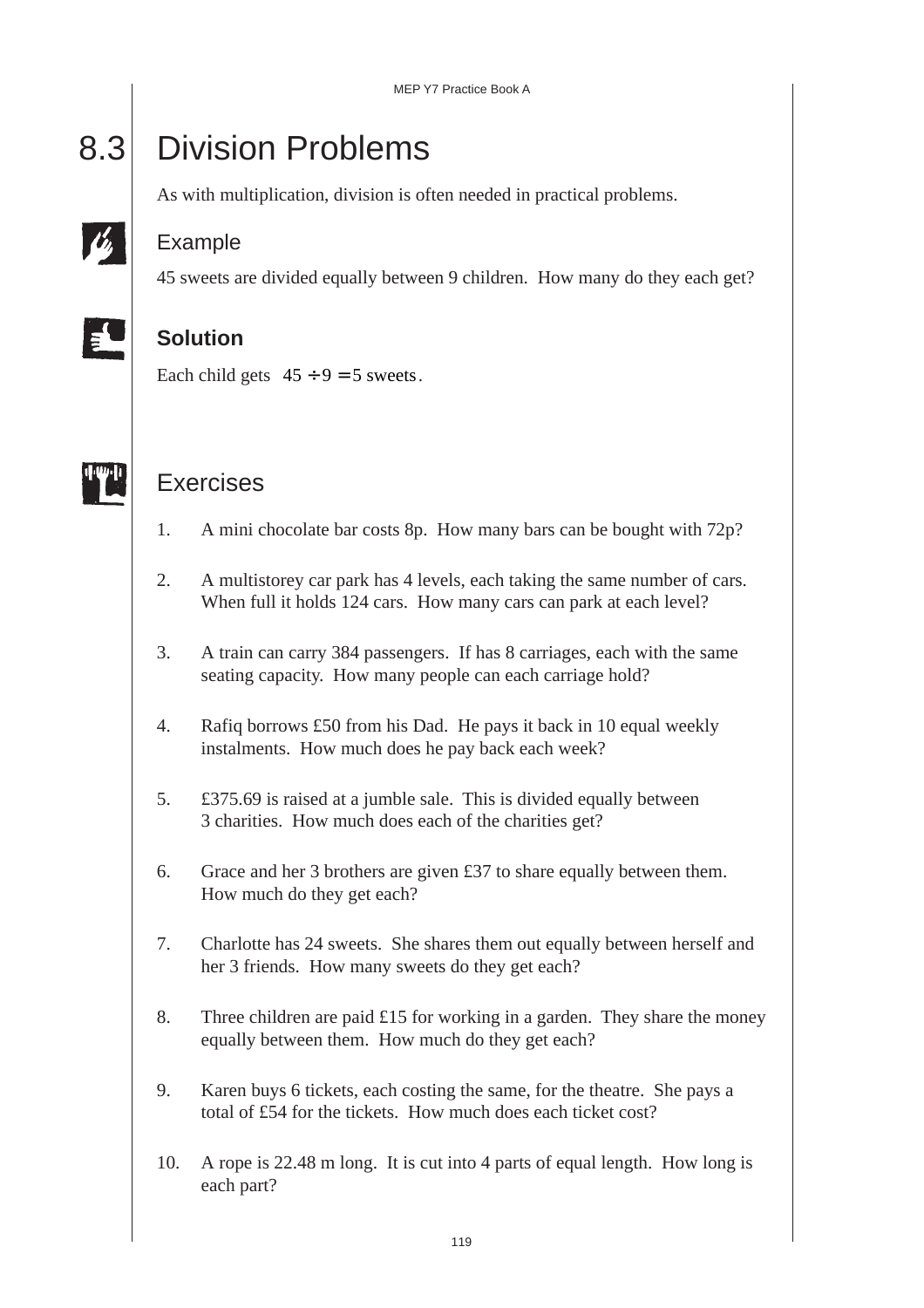# 8.3 Division Problems

As with multiplication, division is often needed in practical problems.

## Example

45 sweets are divided equally between 9 children. How many do they each get?

## Solution

Each child gets $45 \div 9 = 5$ sweets.

## Exercises

1. A mini chocolate bar costs 8p. How many bars can be bought with 72p?

2. A multistorey car park has 4 levels, each taking the same number of cars. When full it holds 124 cars. How many cars can park at each level?

3. A train can carry 384 passengers. If has 8 carriages, each with the same seating capacity. How many people can each carriage hold?

4. Rafiq borrows £50 from his Dad. He pays it back in 10 equal weekly instalments. How much does he pay back each week?

5. £375.69 is raised at a jumble sale. This is divided equally between 3 charities. How much does each of the charities get?

6. Grace and her 3 brothers are given £37 to share equally between them. How much do they get each?

7. Charlotte has 24 sweets. She shares them out equally between herself and her 3 friends. How many sweets do they get each?

8. Three children are paid £15 for working in a garden. They share the money equally between them. How much do they get each?

9. Karen buys 6 tickets, each costing the same, for the theatre. She pays a total of £54 for the tickets. How much does each ticket cost?

10. A rope is 22.48 m long. It is cut into 4 parts of equal length. How long is each part?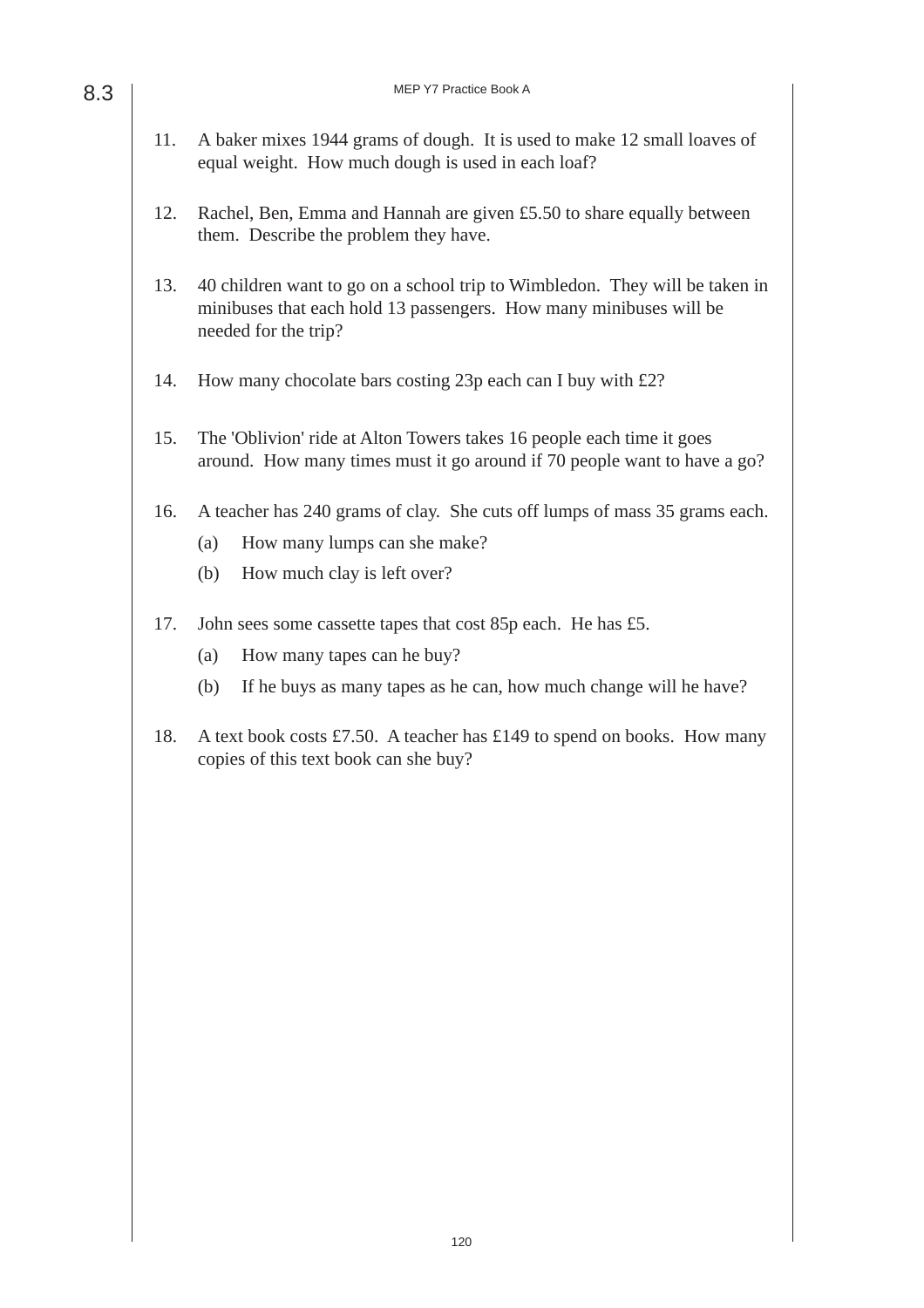11. A baker mixes 1944 grams of dough. It is used to make 12 small loaves of equal weight. How much dough is used in each loaf?

12. Rachel, Ben, Emma and Hannah are given £5.50 to share equally between them. Describe the problem they have.

13. 40 children want to go on a school trip to Wimbledon. They will be taken in minibuses that each hold 13 passengers. How many minibuses will be needed for the trip?

14. How many chocolate bars costing 23p each can I buy with £2?

15. The 'Oblivion' ride at Alton Towers takes 16 people each time it goes around. How many times must it go around if 70 people want to have a go?

16. A teacher has 240 grams of clay. She cuts off lumps of mass 35 grams each.

    (a) How many lumps can she make?

    (b) How much clay is left over?

17. John sees some cassette tapes that cost 85p each. He has £5.

    (a) How many tapes can he buy?

    (b) If he buys as many tapes as he can, how much change will he have?

18. A text book costs £7.50. A teacher has £149 to spend on books. How many copies of this text book can she buy?